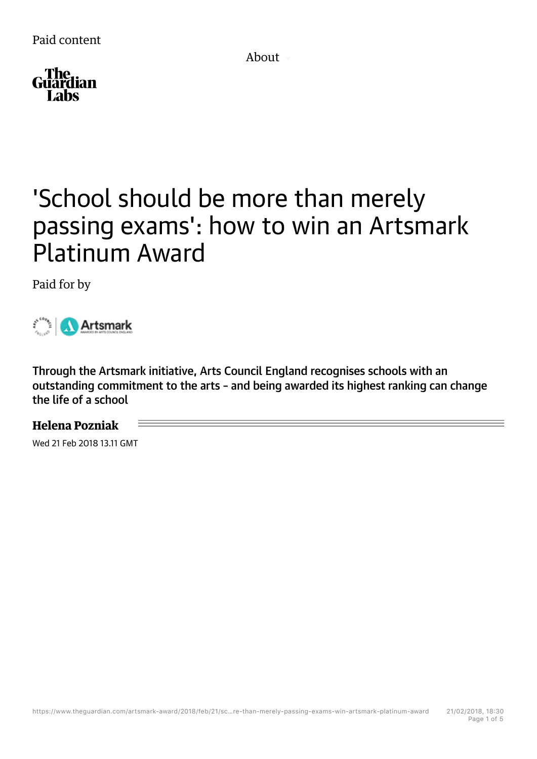Paid content

About

# 'School should be more than merely passing exams': how to win an Artsmark Platinum Award

Paid for by

**Through the Artsmark initiative, Arts Council England recognises schools with an outstanding commitment to the arts - and being awarded its highest ranking can change the life of a school**

**Helena Pozniak**

Wed 21 Feb 2018 13.11 GMT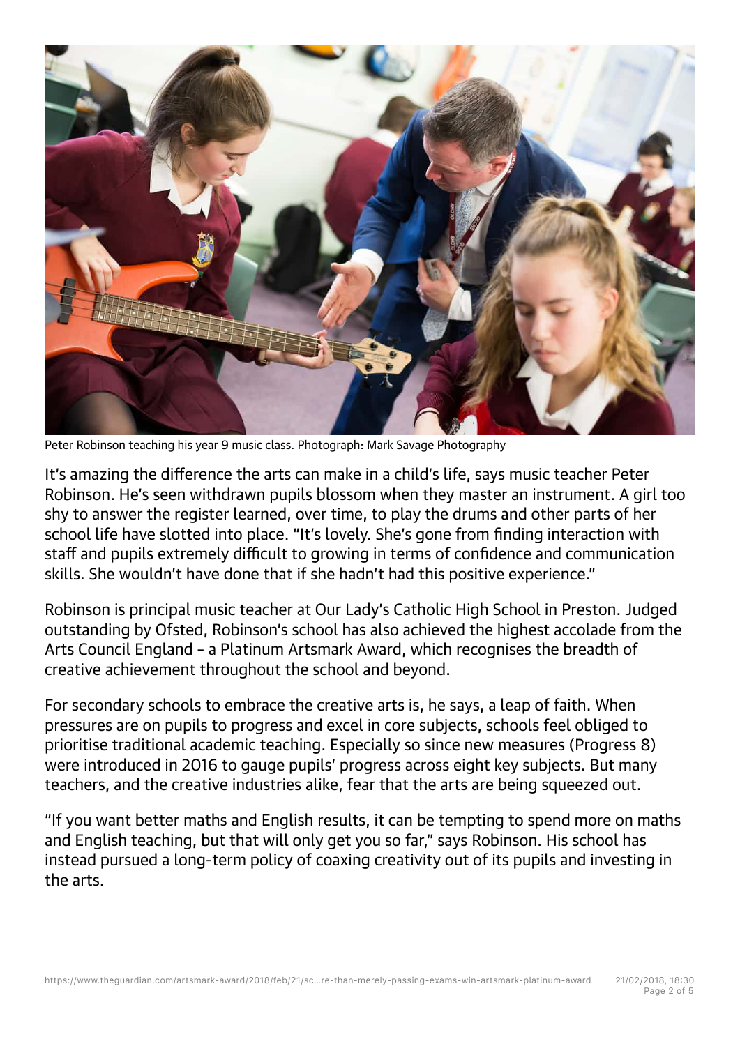Peter Robinson teaching his year 9 music class. Photograph: Mark Savage Photography

It's amazing the difference the arts can make in a child's life, says music teacher Peter Robinson. He's seen withdrawn pupils blossom when they master an instrument. A girl too shy to answer the register learned, over time, to play the drums and other parts of her school life have slotted into place. "It's lovely. She's gone from finding interaction with staff and pupils extremely difficult to growing in terms of confidence and communication skills. She wouldn't have done that if she hadn't had this positive experience."

Robinson is principal music teacher at Our Lady's Catholic High School in Preston. Judged outstanding by Ofsted, Robinson's school has also achieved the highest accolade from the Arts Council England - a Platinum Artsmark Award, which recognises the breadth of creative achievement throughout the school and beyond.

For secondary schools to embrace the creative arts is, he says, a leap of faith. When pressures are on pupils to progress and excel in core subjects, schools feel obliged to prioritise traditional academic teaching. Especially so since new measures (Progress 8) were introduced in 2016 to gauge pupils' progress across eight key subjects. But many teachers, and the creative industries alike, fear that the arts are being squeezed out.

"If you want better maths and English results, it can be tempting to spend more on maths and English teaching, but that will only get you so far," says Robinson. His school has instead pursued a long-term policy of coaxing creativity out of its pupils and investing in the arts.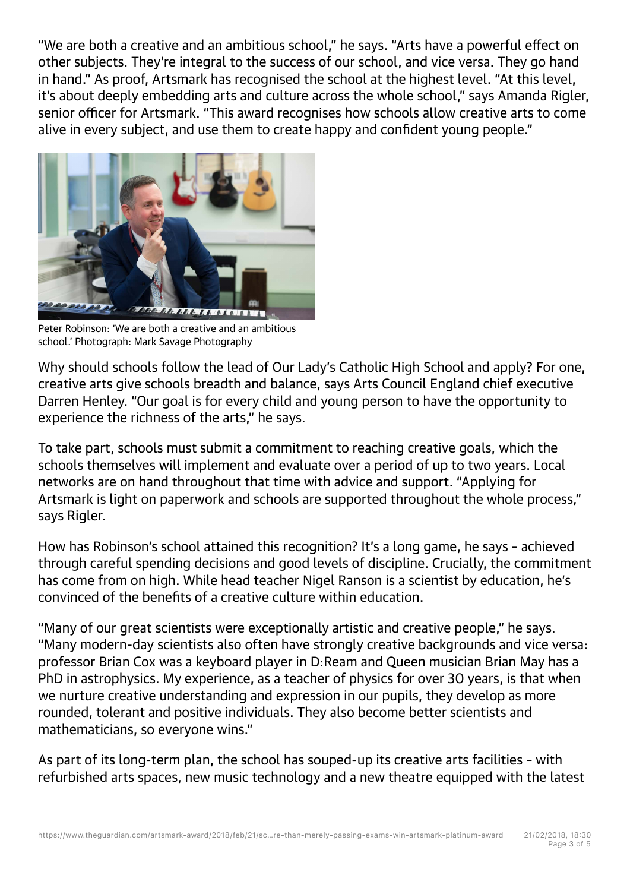"We are both a creative and an ambitious school," he says. "Arts have a powerful effect on other subjects. They're integral to the success of our school, and vice versa. They go hand in hand." As proof, Artsmark has recognised the school at the highest level. "At this level, it's about deeply embedding arts and culture across the whole school," says Amanda Rigler, senior officer for Artsmark. "This award recognises how schools allow creative arts to come alive in every subject, and use them to create happy and confident young people."

Peter Robinson: 'We are both a creative and an ambitious school.' Photograph: Mark Savage Photography

Why should schools follow the lead of Our Lady's Catholic High School and apply? For one, creative arts give schools breadth and balance, says Arts Council England chief executive Darren Henley. "Our goal is for every child and young person to have the opportunity to experience the richness of the arts," he says.

To take part, schools must submit a commitment to reaching creative goals, which the schools themselves will implement and evaluate over a period of up to two years. Local networks are on hand throughout that time with advice and support. "Applying for Artsmark is light on paperwork and schools are supported throughout the whole process," says Rigler.

How has Robinson's school attained this recognition? It's a long game, he says - achieved through careful spending decisions and good levels of discipline. Crucially, the commitment has come from on high. While head teacher Nigel Ranson is a scientist by education, he's convinced of the benefits of a creative culture within education.

"Many of our great scientists were exceptionally artistic and creative people," he says. "Many modern-day scientists also often have strongly creative backgrounds and vice versa: professor Brian Cox was a keyboard player in D:Ream and Queen musician Brian May has a PhD in astrophysics. My experience, as a teacher of physics for over 30 years, is that when we nurture creative understanding and expression in our pupils, they develop as more rounded, tolerant and positive individuals. They also become better scientists and mathematicians, so everyone wins."

As part of its long-term plan, the school has souped-up its creative arts facilities - with refurbished arts spaces, new music technology and a new theatre equipped with the latest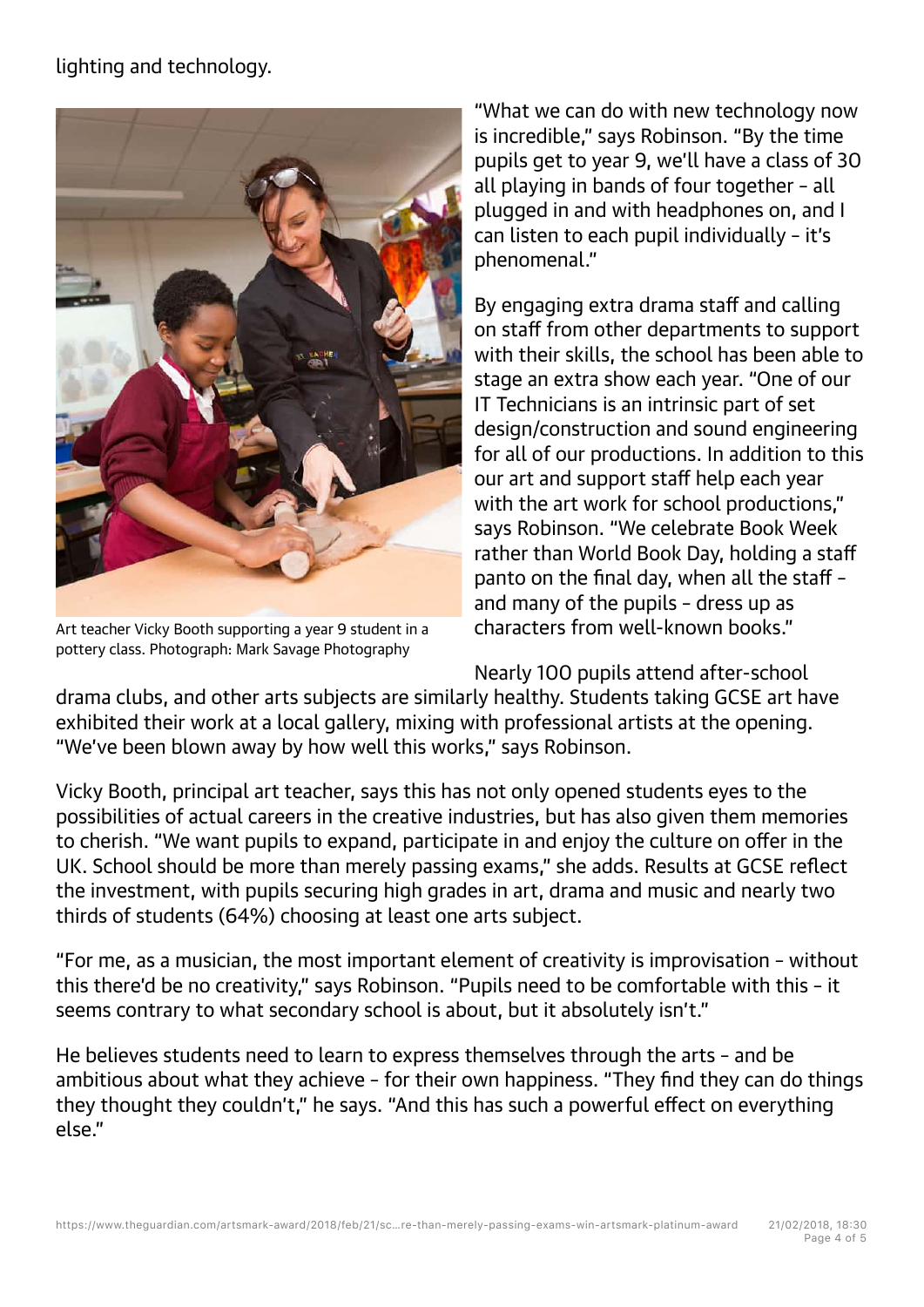lighting and technology.

Art teacher Vicky Booth supporting a year 9 student in a pottery class. Photograph: Mark Savage Photography

"What we can do with new technology now is incredible," says Robinson. "By the time pupils get to year 9, we'll have a class of 30 all playing in bands of four together - all plugged in and with headphones on, and I can listen to each pupil individually - it's phenomenal."

By engaging extra drama staff and calling on staff from other departments to support with their skills, the school has been able to stage an extra show each year. "One of our IT Technicians is an intrinsic part of set design/construction and sound engineering for all of our productions. In addition to this our art and support staff help each year with the art work for school productions," says Robinson. "We celebrate Book Week rather than World Book Day, holding a staff panto on the final day, when all the staff - and many of the pupils - dress up as characters from well-known books."

Nearly 100 pupils attend after-school drama clubs, and other arts subjects are similarly healthy. Students taking GCSE art have exhibited their work at a local gallery, mixing with professional artists at the opening. "We've been blown away by how well this works," says Robinson.

Vicky Booth, principal art teacher, says this has not only opened students eyes to the possibilities of actual careers in the creative industries, but has also given them memories to cherish. "We want pupils to expand, participate in and enjoy the culture on offer in the UK. School should be more than merely passing exams," she adds. Results at GCSE reflect the investment, with pupils securing high grades in art, drama and music and nearly two thirds of students (64%) choosing at least one arts subject.

"For me, as a musician, the most important element of creativity is improvisation - without this there'd be no creativity," says Robinson. "Pupils need to be comfortable with this - it seems contrary to what secondary school is about, but it absolutely isn't."

He believes students need to learn to express themselves through the arts - and be ambitious about what they achieve - for their own happiness. "They find they can do things they thought they couldn't," he says. "And this has such a powerful effect on everything else."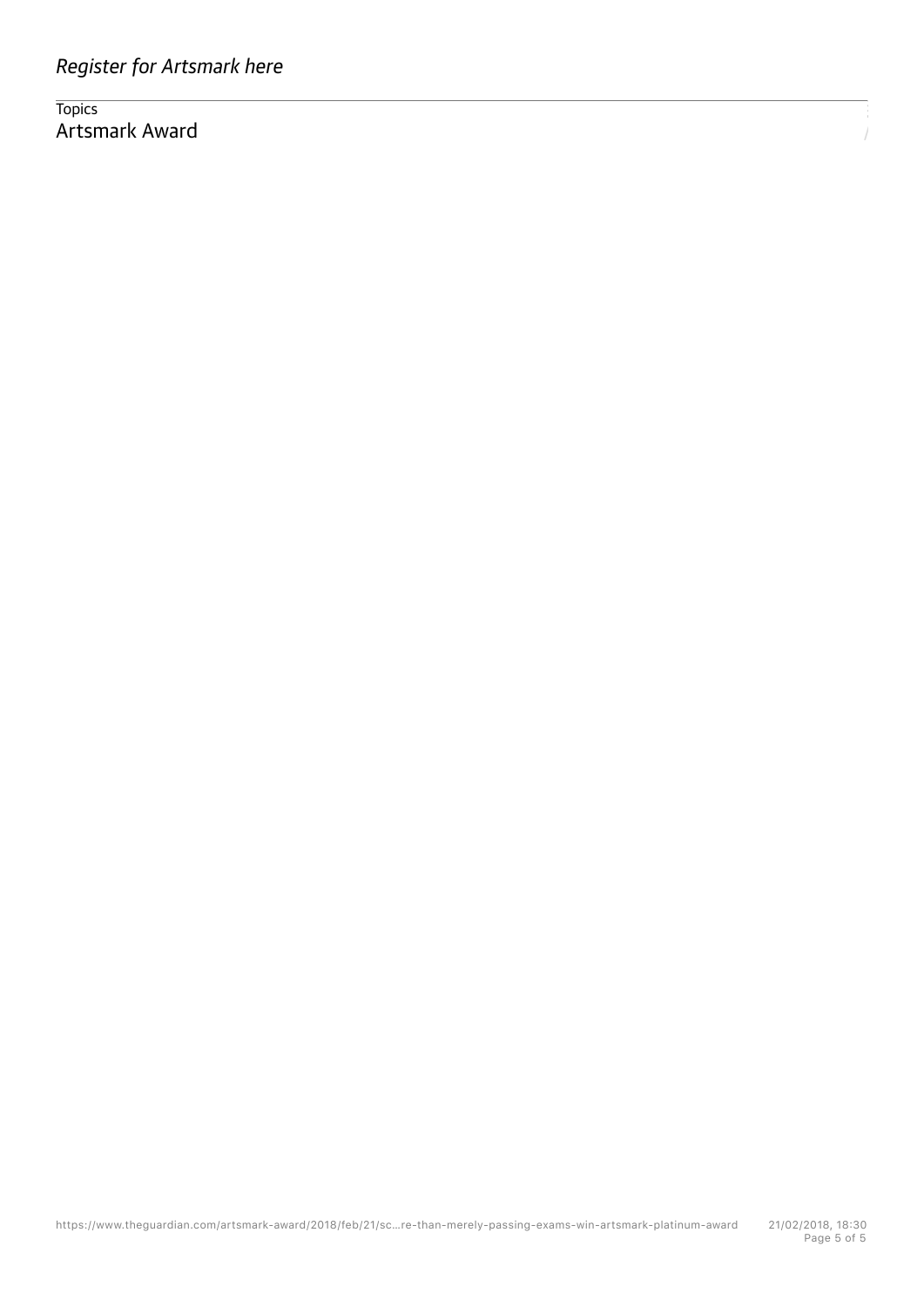*Register for Artsmark here*

Topics

Artsmark Award